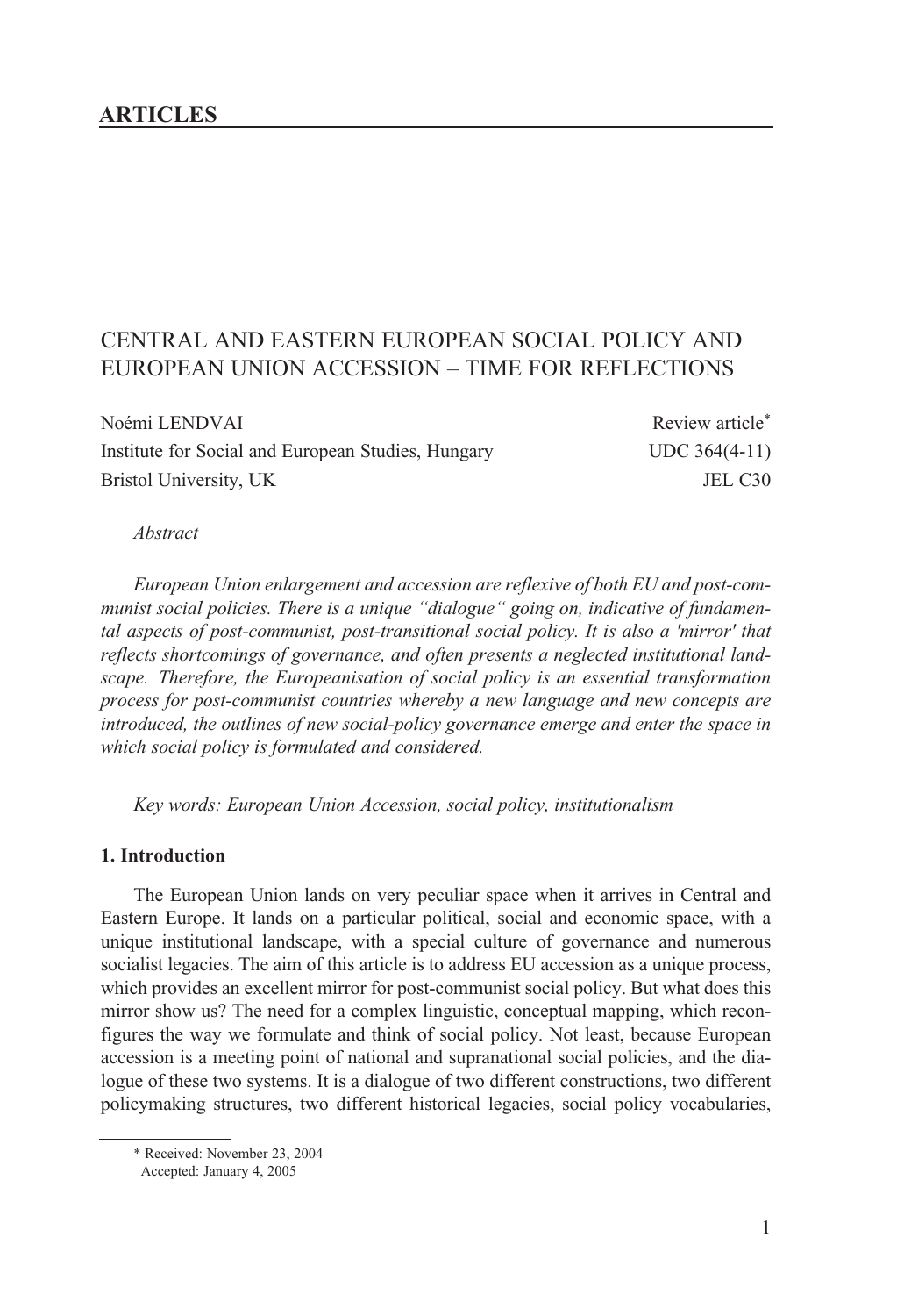# ARTICLES

## CENTRAL AND EASTERN EUROPEAN SOCIAL POLICY AND EUROPEAN UNION ACCESSION – TIME FOR REFLECTIONS

Noémi LENDVAI  
Institute for Social and European Studies, Hungary  
Bristol University, UK

Review article*  
UDC 364(4-11)  
JEL C30

*Abstract*

*European Union enlargement and accession are reflexive of both EU and post-communist social policies. There is a unique "dialogue" going on, indicative of fundamental aspects of post-communist, post-transitional social policy. It is also a 'mirror' that reflects shortcomings of governance, and often presents a neglected institutional landscape. Therefore, the Europeanisation of social policy is an essential transformation process for post-communist countries whereby a new language and new concepts are introduced, the outlines of new social-policy governance emerge and enter the space in which social policy is formulated and considered.*

*Key words: European Union Accession, social policy, institutionalism*

### 1. Introduction

The European Union lands on very peculiar space when it arrives in Central and Eastern Europe. It lands on a particular political, social and economic space, with a unique institutional landscape, with a special culture of governance and numerous socialist legacies. The aim of this article is to address EU accession as a unique process, which provides an excellent mirror for post-communist social policy. But what does this mirror show us? The need for a complex linguistic, conceptual mapping, which reconfigures the way we formulate and think of social policy. Not least, because European accession is a meeting point of national and supranational social policies, and the dialogue of these two systems. It is a dialogue of two different constructions, two different policymaking structures, two different historical legacies, social policy vocabularies,

* Received: November 23, 2004  
Accepted: January 4, 2005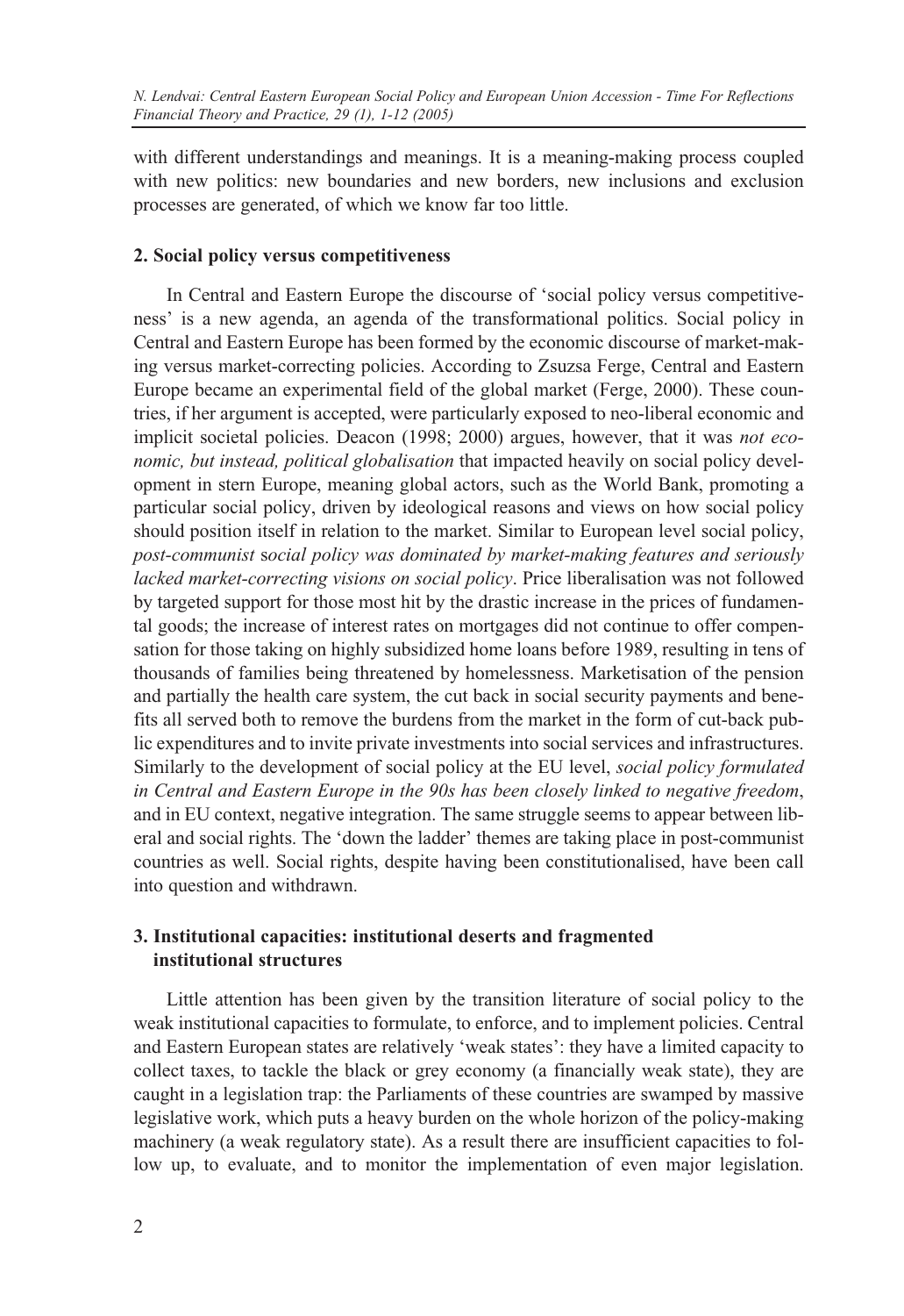with different understandings and meanings. It is a meaning-making process coupled with new politics: new boundaries and new borders, new inclusions and exclusion processes are generated, of which we know far too little.

## 2. Social policy versus competitiveness

In Central and Eastern Europe the discourse of 'social policy versus competitiveness' is a new agenda, an agenda of the transformational politics. Social policy in Central and Eastern Europe has been formed by the economic discourse of market-making versus market-correcting policies. According to Zsuzsa Ferge, Central and Eastern Europe became an experimental field of the global market (Ferge, 2000). These countries, if her argument is accepted, were particularly exposed to neo-liberal economic and implicit societal policies. Deacon (1998; 2000) argues, however, that it was *not economic, but instead, political globalisation* that impacted heavily on social policy development in stern Europe, meaning global actors, such as the World Bank, promoting a particular social policy, driven by ideological reasons and views on how social policy should position itself in relation to the market. Similar to European level social policy, *post-communist* s*ocial policy was dominated by market-making features and seriously lacked market-correcting visions on social policy*. Price liberalisation was not followed by targeted support for those most hit by the drastic increase in the prices of fundamental goods; the increase of interest rates on mortgages did not continue to offer compensation for those taking on highly subsidized home loans before 1989, resulting in tens of thousands of families being threatened by homelessness. Marketisation of the pension and partially the health care system, the cut back in social security payments and benefits all served both to remove the burdens from the market in the form of cut-back public expenditures and to invite private investments into social services and infrastructures. Similarly to the development of social policy at the EU level, *social policy formulated in Central and Eastern Europe in the 90s has been closely linked to negative freedom*, and in EU context, negative integration. The same struggle seems to appear between liberal and social rights. The 'down the ladder' themes are taking place in post-communist countries as well. Social rights, despite having been constitutionalised, have been call into question and withdrawn.

## 3. Institutional capacities: institutional deserts and fragmented institutional structures

Little attention has been given by the transition literature of social policy to the weak institutional capacities to formulate, to enforce, and to implement policies. Central and Eastern European states are relatively 'weak states': they have a limited capacity to collect taxes, to tackle the black or grey economy (a financially weak state), they are caught in a legislation trap: the Parliaments of these countries are swamped by massive legislative work, which puts a heavy burden on the whole horizon of the policy-making machinery (a weak regulatory state). As a result there are insufficient capacities to follow up, to evaluate, and to monitor the implementation of even major legislation.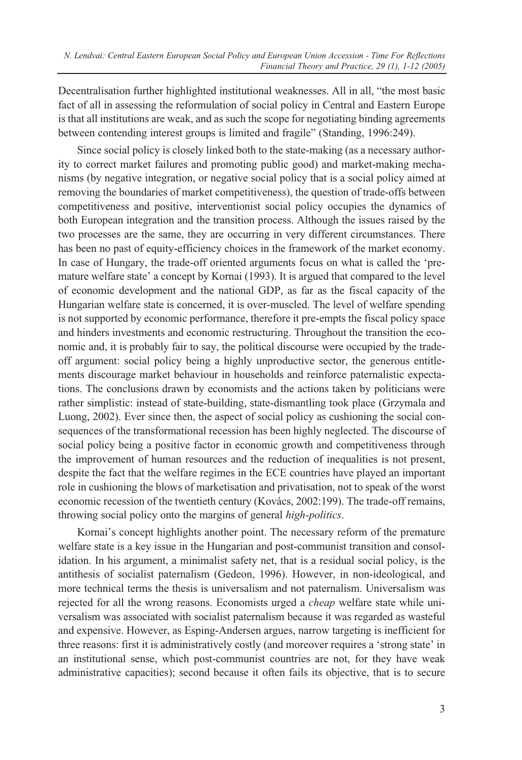Decentralisation further highlighted institutional weaknesses. All in all, "the most basic fact of all in assessing the reformulation of social policy in Central and Eastern Europe is that all institutions are weak, and as such the scope for negotiating binding agreements between contending interest groups is limited and fragile" (Standing, 1996:249).

Since social policy is closely linked both to the state-making (as a necessary authority to correct market failures and promoting public good) and market-making mechanisms (by negative integration, or negative social policy that is a social policy aimed at removing the boundaries of market competitiveness), the question of trade-offs between competitiveness and positive, interventionist social policy occupies the dynamics of both European integration and the transition process. Although the issues raised by the two processes are the same, they are occurring in very different circumstances. There has been no past of equity-efficiency choices in the framework of the market economy. In case of Hungary, the trade-off oriented arguments focus on what is called the 'premature welfare state' a concept by Kornai (1993). It is argued that compared to the level of economic development and the national GDP, as far as the fiscal capacity of the Hungarian welfare state is concerned, it is over-muscled. The level of welfare spending is not supported by economic performance, therefore it pre-empts the fiscal policy space and hinders investments and economic restructuring. Throughout the transition the economic and, it is probably fair to say, the political discourse were occupied by the trade-off argument: social policy being a highly unproductive sector, the generous entitlements discourage market behaviour in households and reinforce paternalistic expectations. The conclusions drawn by economists and the actions taken by politicians were rather simplistic: instead of state-building, state-dismantling took place (Grzymala and Luong, 2002). Ever since then, the aspect of social policy as cushioning the social consequences of the transformational recession has been highly neglected. The discourse of social policy being a positive factor in economic growth and competitiveness through the improvement of human resources and the reduction of inequalities is not present, despite the fact that the welfare regimes in the ECE countries have played an important role in cushioning the blows of marketisation and privatisation, not to speak of the worst economic recession of the twentieth century (Kovács, 2002:199). The trade-off remains, throwing social policy onto the margins of general *high-politics*.

Kornai's concept highlights another point. The necessary reform of the premature welfare state is a key issue in the Hungarian and post-communist transition and consolidation. In his argument, a minimalist safety net, that is a residual social policy, is the antithesis of socialist paternalism (Gedeon, 1996). However, in non-ideological, and more technical terms the thesis is universalism and not paternalism. Universalism was rejected for all the wrong reasons. Economists urged a *cheap* welfare state while universalism was associated with socialist paternalism because it was regarded as wasteful and expensive. However, as Esping-Andersen argues, narrow targeting is inefficient for three reasons: first it is administratively costly (and moreover requires a 'strong state' in an institutional sense, which post-communist countries are not, for they have weak administrative capacities); second because it often fails its objective, that is to secure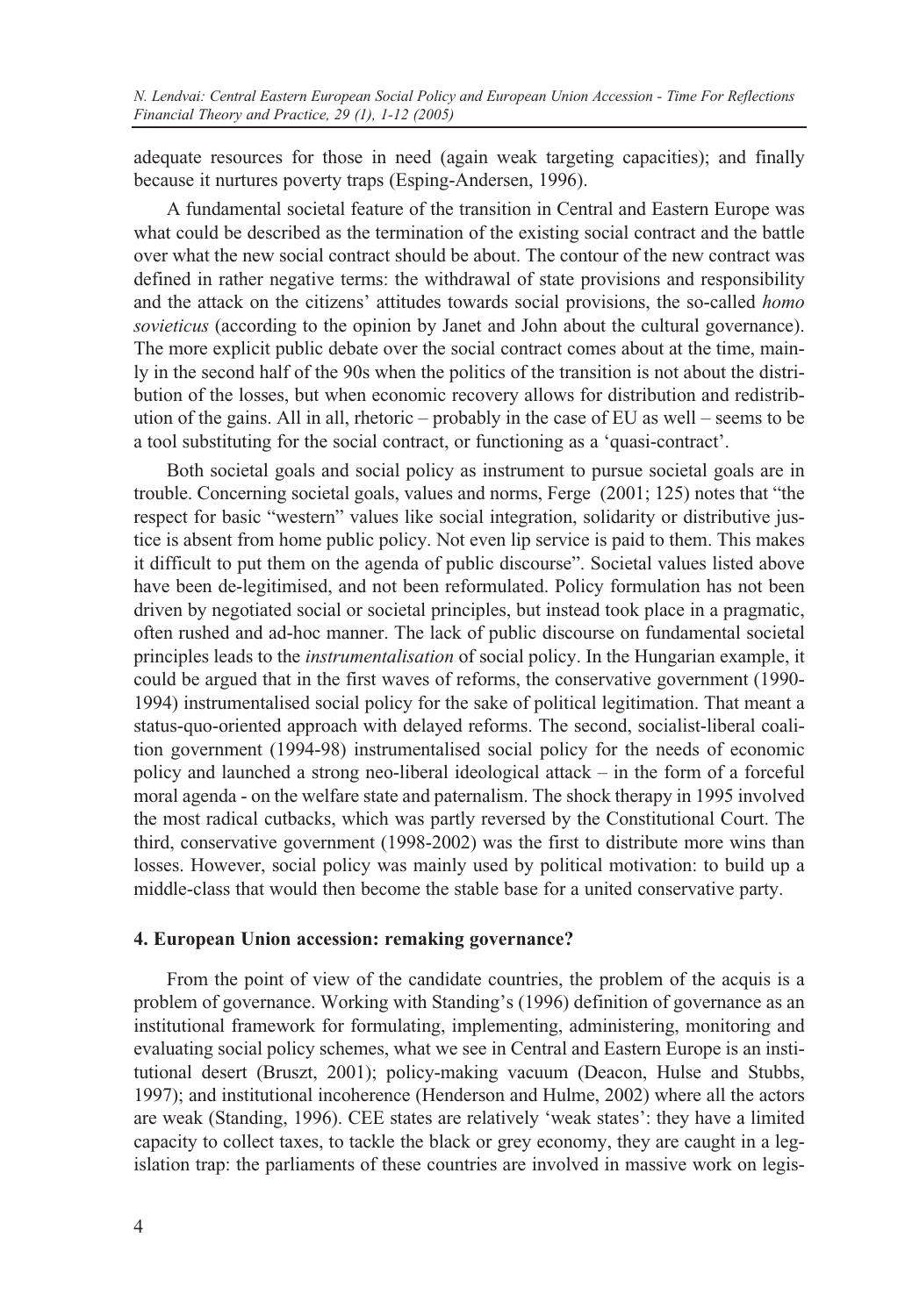adequate resources for those in need (again weak targeting capacities); and finally because it nurtures poverty traps (Esping-Andersen, 1996).

A fundamental societal feature of the transition in Central and Eastern Europe was what could be described as the termination of the existing social contract and the battle over what the new social contract should be about. The contour of the new contract was defined in rather negative terms: the withdrawal of state provisions and responsibility and the attack on the citizens' attitudes towards social provisions, the so-called *homo sovieticus* (according to the opinion by Janet and John about the cultural governance). The more explicit public debate over the social contract comes about at the time, mainly in the second half of the 90s when the politics of the transition is not about the distribution of the losses, but when economic recovery allows for distribution and redistribution of the gains. All in all, rhetoric – probably in the case of EU as well – seems to be a tool substituting for the social contract, or functioning as a 'quasi-contract'.

Both societal goals and social policy as instrument to pursue societal goals are in trouble. Concerning societal goals, values and norms, Ferge (2001; 125) notes that "the respect for basic "western" values like social integration, solidarity or distributive justice is absent from home public policy. Not even lip service is paid to them. This makes it difficult to put them on the agenda of public discourse". Societal values listed above have been de-legitimised, and not been reformulated. Policy formulation has not been driven by negotiated social or societal principles, but instead took place in a pragmatic, often rushed and ad-hoc manner. The lack of public discourse on fundamental societal principles leads to the *instrumentalisation* of social policy. In the Hungarian example, it could be argued that in the first waves of reforms, the conservative government (1990-1994) instrumentalised social policy for the sake of political legitimation. That meant a status-quo-oriented approach with delayed reforms. The second, socialist-liberal coalition government (1994-98) instrumentalised social policy for the needs of economic policy and launched a strong neo-liberal ideological attack – in the form of a forceful moral agenda - on the welfare state and paternalism. The shock therapy in 1995 involved the most radical cutbacks, which was partly reversed by the Constitutional Court. The third, conservative government (1998-2002) was the first to distribute more wins than losses. However, social policy was mainly used by political motivation: to build up a middle-class that would then become the stable base for a united conservative party.

## 4. European Union accession: remaking governance?

From the point of view of the candidate countries, the problem of the acquis is a problem of governance. Working with Standing's (1996) definition of governance as an institutional framework for formulating, implementing, administering, monitoring and evaluating social policy schemes, what we see in Central and Eastern Europe is an institutional desert (Bruszt, 2001); policy-making vacuum (Deacon, Hulse and Stubbs, 1997); and institutional incoherence (Henderson and Hulme, 2002) where all the actors are weak (Standing, 1996). CEE states are relatively 'weak states': they have a limited capacity to collect taxes, to tackle the black or grey economy, they are caught in a legislation trap: the parliaments of these countries are involved in massive work on legis-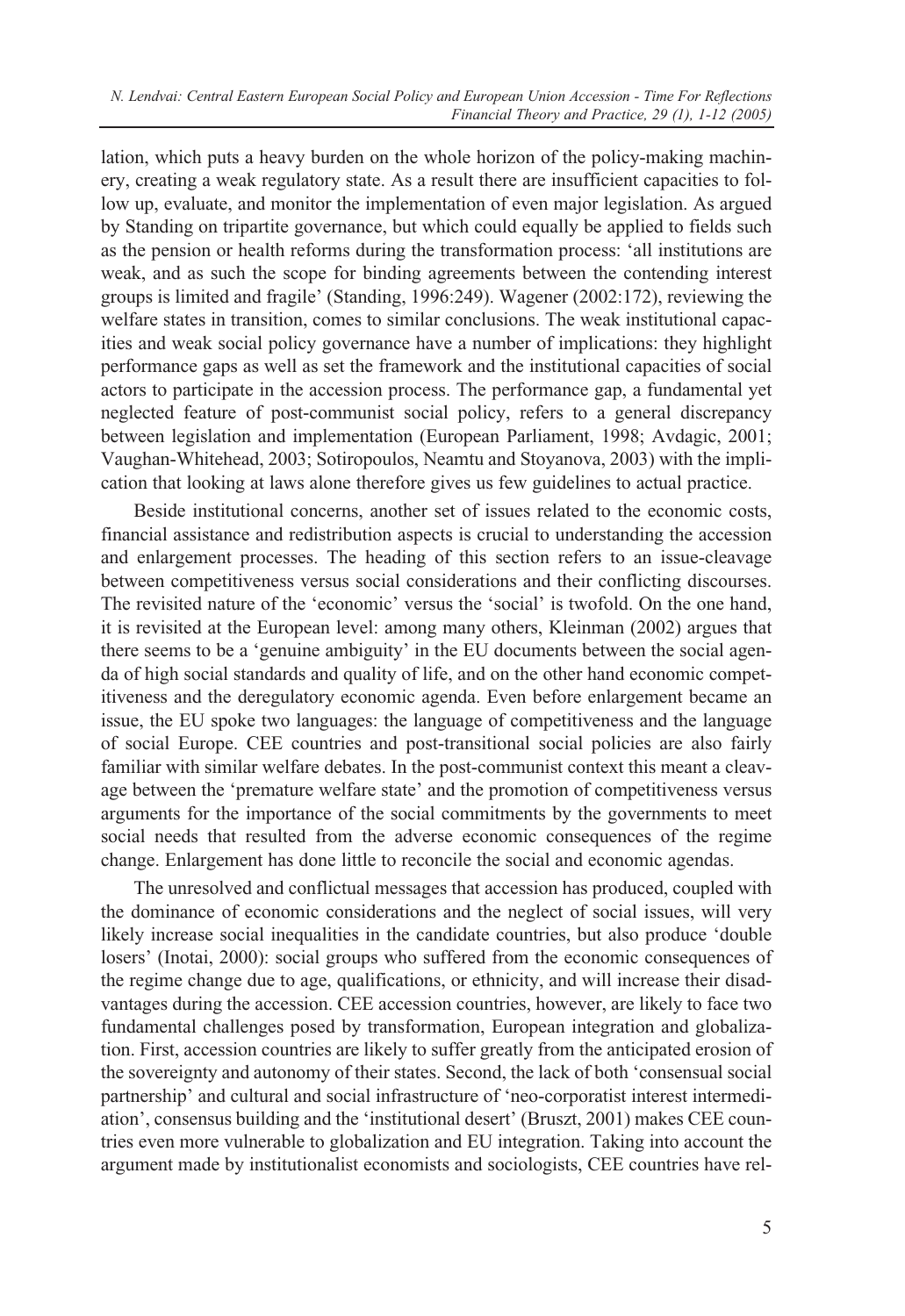lation, which puts a heavy burden on the whole horizon of the policy-making machinery, creating a weak regulatory state. As a result there are insufficient capacities to follow up, evaluate, and monitor the implementation of even major legislation. As argued by Standing on tripartite governance, but which could equally be applied to fields such as the pension or health reforms during the transformation process: 'all institutions are weak, and as such the scope for binding agreements between the contending interest groups is limited and fragile' (Standing, 1996:249). Wagener (2002:172), reviewing the welfare states in transition, comes to similar conclusions. The weak institutional capacities and weak social policy governance have a number of implications: they highlight performance gaps as well as set the framework and the institutional capacities of social actors to participate in the accession process. The performance gap, a fundamental yet neglected feature of post-communist social policy, refers to a general discrepancy between legislation and implementation (European Parliament, 1998; Avdagic, 2001; Vaughan-Whitehead, 2003; Sotiropoulos, Neamtu and Stoyanova, 2003) with the implication that looking at laws alone therefore gives us few guidelines to actual practice.

Beside institutional concerns, another set of issues related to the economic costs, financial assistance and redistribution aspects is crucial to understanding the accession and enlargement processes. The heading of this section refers to an issue-cleavage between competitiveness versus social considerations and their conflicting discourses. The revisited nature of the 'economic' versus the 'social' is twofold. On the one hand, it is revisited at the European level: among many others, Kleinman (2002) argues that there seems to be a 'genuine ambiguity' in the EU documents between the social agenda of high social standards and quality of life, and on the other hand economic competitiveness and the deregulatory economic agenda. Even before enlargement became an issue, the EU spoke two languages: the language of competitiveness and the language of social Europe. CEE countries and post-transitional social policies are also fairly familiar with similar welfare debates. In the post-communist context this meant a cleavage between the 'premature welfare state' and the promotion of competitiveness versus arguments for the importance of the social commitments by the governments to meet social needs that resulted from the adverse economic consequences of the regime change. Enlargement has done little to reconcile the social and economic agendas.

The unresolved and conflictual messages that accession has produced, coupled with the dominance of economic considerations and the neglect of social issues, will very likely increase social inequalities in the candidate countries, but also produce 'double losers' (Inotai, 2000): social groups who suffered from the economic consequences of the regime change due to age, qualifications, or ethnicity, and will increase their disadvantages during the accession. CEE accession countries, however, are likely to face two fundamental challenges posed by transformation, European integration and globalization. First, accession countries are likely to suffer greatly from the anticipated erosion of the sovereignty and autonomy of their states. Second, the lack of both 'consensual social partnership' and cultural and social infrastructure of 'neo-corporatist interest intermediation', consensus building and the 'institutional desert' (Bruszt, 2001) makes CEE countries even more vulnerable to globalization and EU integration. Taking into account the argument made by institutionalist economists and sociologists, CEE countries have rel-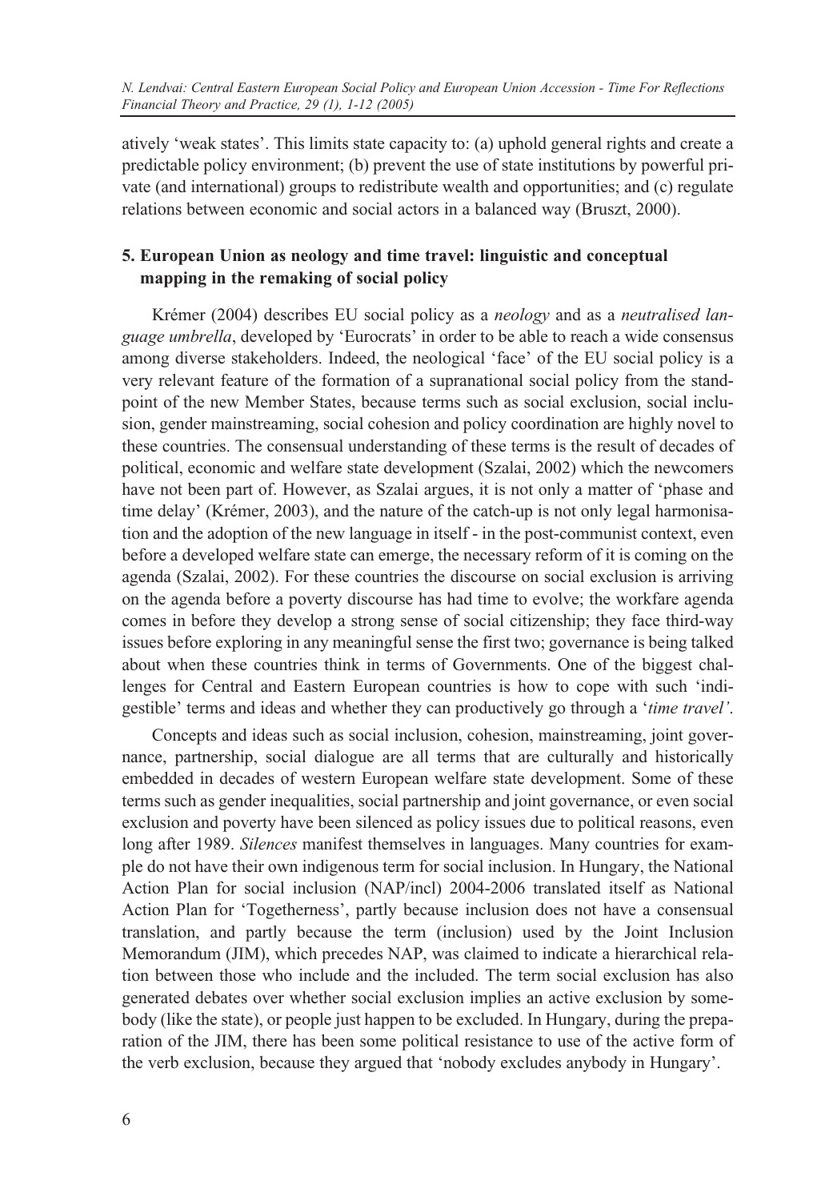atively 'weak states'. This limits state capacity to: (a) uphold general rights and create a predictable policy environment; (b) prevent the use of state institutions by powerful private (and international) groups to redistribute wealth and opportunities; and (c) regulate relations between economic and social actors in a balanced way (Bruszt, 2000).

## 5. European Union as neology and time travel: linguistic and conceptual mapping in the remaking of social policy

Krémer (2004) describes EU social policy as a *neology* and as a *neutralised language umbrella*, developed by 'Eurocrats' in order to be able to reach a wide consensus among diverse stakeholders. Indeed, the neological 'face' of the EU social policy is a very relevant feature of the formation of a supranational social policy from the standpoint of the new Member States, because terms such as social exclusion, social inclusion, gender mainstreaming, social cohesion and policy coordination are highly novel to these countries. The consensual understanding of these terms is the result of decades of political, economic and welfare state development (Szalai, 2002) which the newcomers have not been part of. However, as Szalai argues, it is not only a matter of 'phase and time delay' (Krémer, 2003), and the nature of the catch-up is not only legal harmonisation and the adoption of the new language in itself - in the post-communist context, even before a developed welfare state can emerge, the necessary reform of it is coming on the agenda (Szalai, 2002). For these countries the discourse on social exclusion is arriving on the agenda before a poverty discourse has had time to evolve; the workfare agenda comes in before they develop a strong sense of social citizenship; they face third-way issues before exploring in any meaningful sense the first two; governance is being talked about when these countries think in terms of Governments. One of the biggest challenges for Central and Eastern European countries is how to cope with such 'indigestible' terms and ideas and whether they can productively go through a '*time travel'*.

Concepts and ideas such as social inclusion, cohesion, mainstreaming, joint governance, partnership, social dialogue are all terms that are culturally and historically embedded in decades of western European welfare state development. Some of these terms such as gender inequalities, social partnership and joint governance, or even social exclusion and poverty have been silenced as policy issues due to political reasons, even long after 1989. *Silences* manifest themselves in languages. Many countries for example do not have their own indigenous term for social inclusion. In Hungary, the National Action Plan for social inclusion (NAP/incl) 2004-2006 translated itself as National Action Plan for 'Togetherness', partly because inclusion does not have a consensual translation, and partly because the term (inclusion) used by the Joint Inclusion Memorandum (JIM), which precedes NAP, was claimed to indicate a hierarchical relation between those who include and the included. The term social exclusion has also generated debates over whether social exclusion implies an active exclusion by somebody (like the state), or people just happen to be excluded. In Hungary, during the preparation of the JIM, there has been some political resistance to use of the active form of the verb exclusion, because they argued that 'nobody excludes anybody in Hungary'.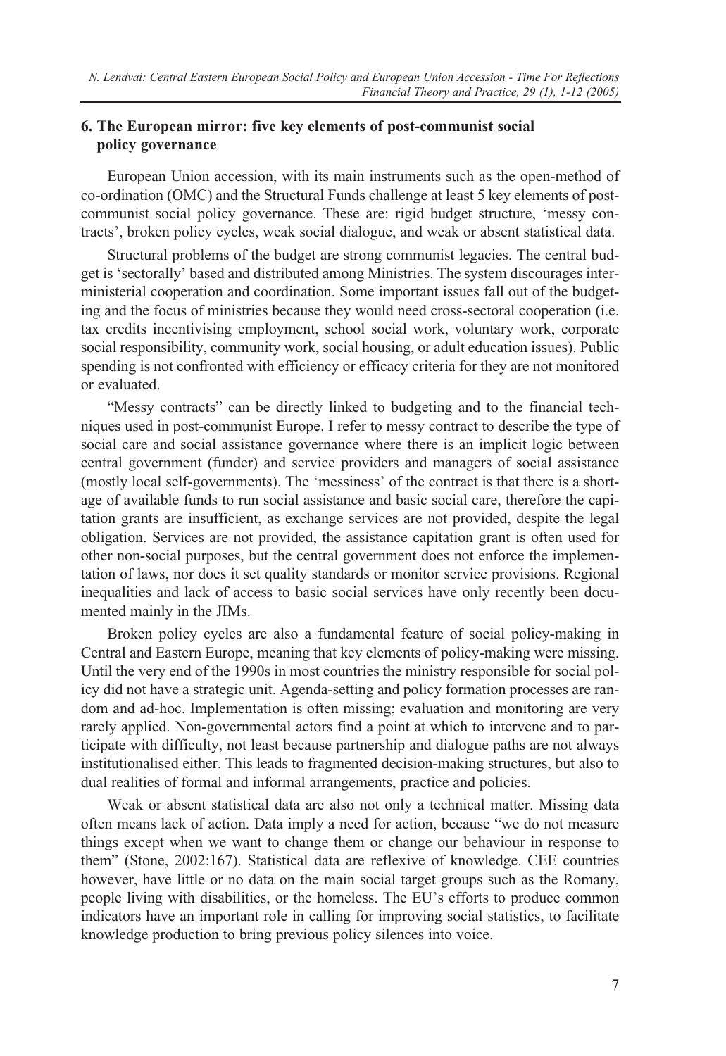## 6. The European mirror: five key elements of post-communist social policy governance

European Union accession, with its main instruments such as the open-method of co-ordination (OMC) and the Structural Funds challenge at least 5 key elements of post-communist social policy governance. These are: rigid budget structure, 'messy contracts', broken policy cycles, weak social dialogue, and weak or absent statistical data.

Structural problems of the budget are strong communist legacies. The central budget is 'sectorally' based and distributed among Ministries. The system discourages inter-ministerial cooperation and coordination. Some important issues fall out of the budgeting and the focus of ministries because they would need cross-sectoral cooperation (i.e. tax credits incentivising employment, school social work, voluntary work, corporate social responsibility, community work, social housing, or adult education issues). Public spending is not confronted with efficiency or efficacy criteria for they are not monitored or evaluated.

"Messy contracts" can be directly linked to budgeting and to the financial techniques used in post-communist Europe. I refer to messy contract to describe the type of social care and social assistance governance where there is an implicit logic between central government (funder) and service providers and managers of social assistance (mostly local self-governments). The 'messiness' of the contract is that there is a shortage of available funds to run social assistance and basic social care, therefore the capitation grants are insufficient, as exchange services are not provided, despite the legal obligation. Services are not provided, the assistance capitation grant is often used for other non-social purposes, but the central government does not enforce the implementation of laws, nor does it set quality standards or monitor service provisions. Regional inequalities and lack of access to basic social services have only recently been documented mainly in the JIMs.

Broken policy cycles are also a fundamental feature of social policy-making in Central and Eastern Europe, meaning that key elements of policy-making were missing. Until the very end of the 1990s in most countries the ministry responsible for social policy did not have a strategic unit. Agenda-setting and policy formation processes are random and ad-hoc. Implementation is often missing; evaluation and monitoring are very rarely applied. Non-governmental actors find a point at which to intervene and to participate with difficulty, not least because partnership and dialogue paths are not always institutionalised either. This leads to fragmented decision-making structures, but also to dual realities of formal and informal arrangements, practice and policies.

Weak or absent statistical data are also not only a technical matter. Missing data often means lack of action. Data imply a need for action, because "we do not measure things except when we want to change them or change our behaviour in response to them" (Stone, 2002:167). Statistical data are reflexive of knowledge. CEE countries however, have little or no data on the main social target groups such as the Romany, people living with disabilities, or the homeless. The EU's efforts to produce common indicators have an important role in calling for improving social statistics, to facilitate knowledge production to bring previous policy silences into voice.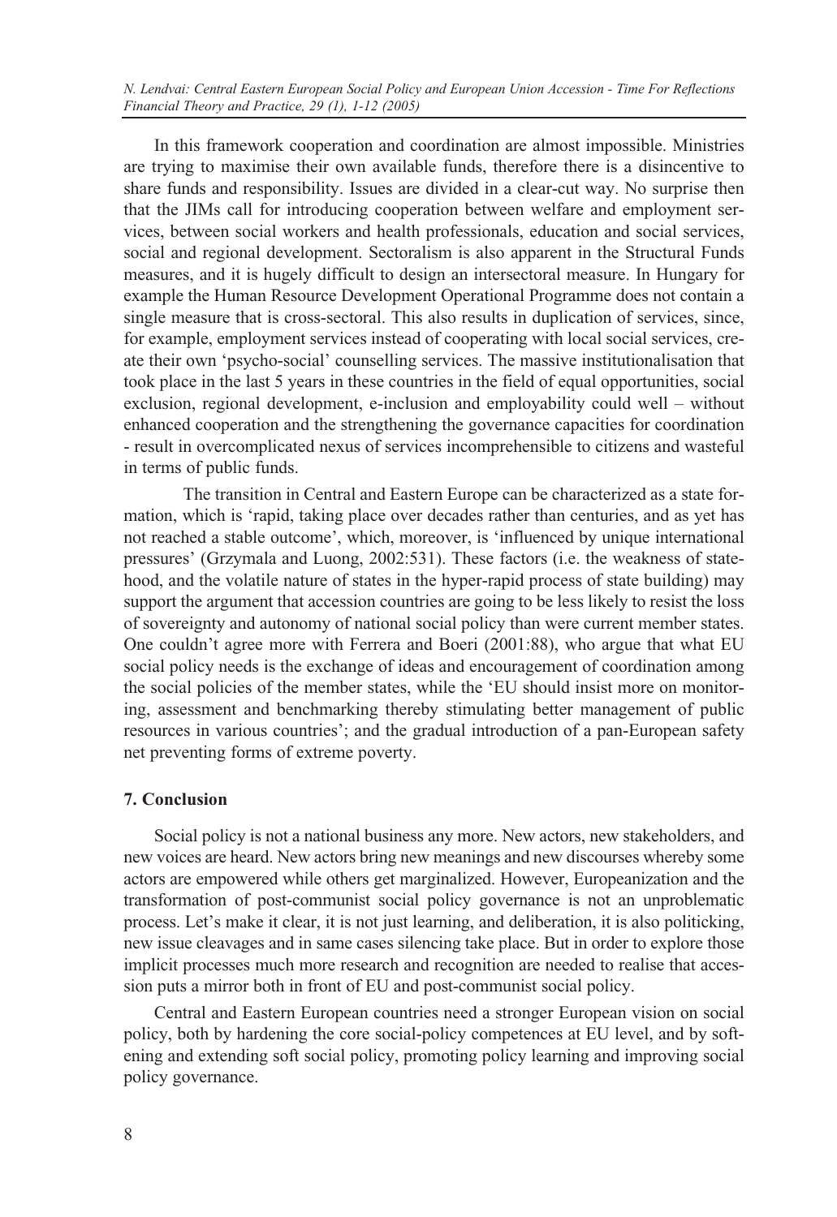In this framework cooperation and coordination are almost impossible. Ministries are trying to maximise their own available funds, therefore there is a disincentive to share funds and responsibility. Issues are divided in a clear-cut way. No surprise then that the JIMs call for introducing cooperation between welfare and employment services, between social workers and health professionals, education and social services, social and regional development. Sectoralism is also apparent in the Structural Funds measures, and it is hugely difficult to design an intersectoral measure. In Hungary for example the Human Resource Development Operational Programme does not contain a single measure that is cross-sectoral. This also results in duplication of services, since, for example, employment services instead of cooperating with local social services, create their own 'psycho-social' counselling services. The massive institutionalisation that took place in the last 5 years in these countries in the field of equal opportunities, social exclusion, regional development, e-inclusion and employability could well – without enhanced cooperation and the strengthening the governance capacities for coordination - result in overcomplicated nexus of services incomprehensible to citizens and wasteful in terms of public funds.

The transition in Central and Eastern Europe can be characterized as a state formation, which is 'rapid, taking place over decades rather than centuries, and as yet has not reached a stable outcome', which, moreover, is 'influenced by unique international pressures' (Grzymala and Luong, 2002:531). These factors (i.e. the weakness of statehood, and the volatile nature of states in the hyper-rapid process of state building) may support the argument that accession countries are going to be less likely to resist the loss of sovereignty and autonomy of national social policy than were current member states. One couldn't agree more with Ferrera and Boeri (2001:88), who argue that what EU social policy needs is the exchange of ideas and encouragement of coordination among the social policies of the member states, while the 'EU should insist more on monitoring, assessment and benchmarking thereby stimulating better management of public resources in various countries'; and the gradual introduction of a pan-European safety net preventing forms of extreme poverty.

## 7. Conclusion

Social policy is not a national business any more. New actors, new stakeholders, and new voices are heard. New actors bring new meanings and new discourses whereby some actors are empowered while others get marginalized. However, Europeanization and the transformation of post-communist social policy governance is not an unproblematic process. Let's make it clear, it is not just learning, and deliberation, it is also politicking, new issue cleavages and in same cases silencing take place. But in order to explore those implicit processes much more research and recognition are needed to realise that accession puts a mirror both in front of EU and post-communist social policy.

Central and Eastern European countries need a stronger European vision on social policy, both by hardening the core social-policy competences at EU level, and by softening and extending soft social policy, promoting policy learning and improving social policy governance.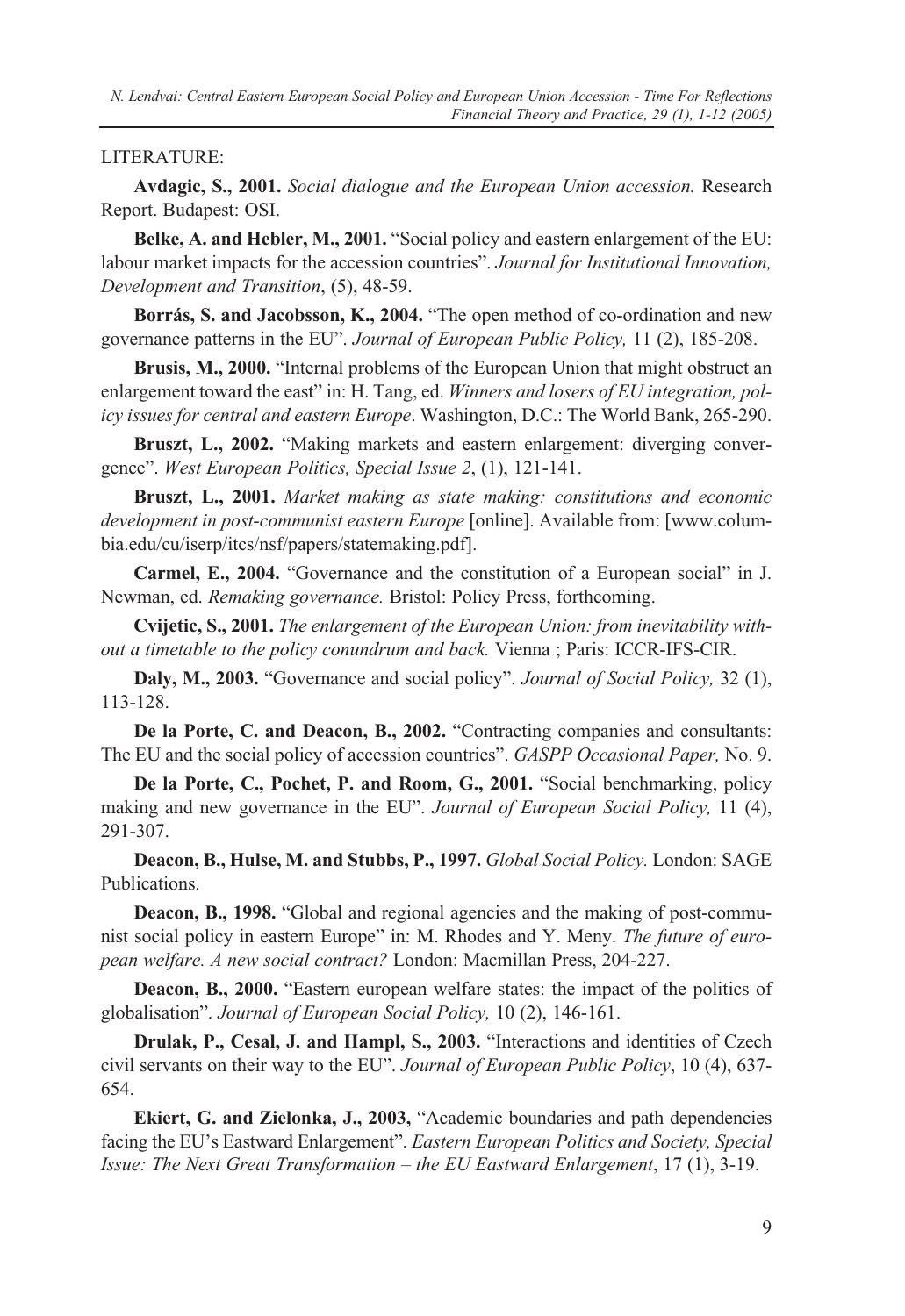LITERATURE:

**Avdagic, S., 2001.** *Social dialogue and the European Union accession.* Research Report. Budapest: OSI.

**Belke, A. and Hebler, M., 2001.** "Social policy and eastern enlargement of the EU: labour market impacts for the accession countries". *Journal for Institutional Innovation, Development and Transition*, (5), 48-59.

**Borrás, S. and Jacobsson, K., 2004.** "The open method of co-ordination and new governance patterns in the EU". *Journal of European Public Policy,* 11 (2), 185-208.

**Brusis, M., 2000.** "Internal problems of the European Union that might obstruct an enlargement toward the east" in: H. Tang, ed. *Winners and losers of EU integration, policy issues for central and eastern Europe*. Washington, D.C.: The World Bank, 265-290.

**Bruszt, L., 2002.** "Making markets and eastern enlargement: diverging convergence". *West European Politics, Special Issue 2*, (1), 121-141.

**Bruszt, L., 2001.** *Market making as state making: constitutions and economic development in post-communist eastern Europe* [online]. Available from: [www.columbia.edu/cu/iserp/itcs/nsf/papers/statemaking.pdf].

**Carmel, E., 2004.** "Governance and the constitution of a European social" in J. Newman, ed. *Remaking governance.* Bristol: Policy Press, forthcoming.

**Cvijetic, S., 2001.** *The enlargement of the European Union: from inevitability without a timetable to the policy conundrum and back.* Vienna ; Paris: ICCR-IFS-CIR.

**Daly, M., 2003.** "Governance and social policy". *Journal of Social Policy,* 32 (1), 113-128.

**De la Porte, C. and Deacon, B., 2002.** "Contracting companies and consultants: The EU and the social policy of accession countries". *GASPP Occasional Paper,* No. 9.

**De la Porte, C., Pochet, P. and Room, G., 2001.** "Social benchmarking, policy making and new governance in the EU". *Journal of European Social Policy,* 11 (4), 291-307.

**Deacon, B., Hulse, M. and Stubbs, P., 1997.** *Global Social Policy.* London: SAGE Publications.

**Deacon, B., 1998.** "Global and regional agencies and the making of post-communist social policy in eastern Europe" in: M. Rhodes and Y. Meny. *The future of european welfare. A new social contract?* London: Macmillan Press, 204-227.

**Deacon, B., 2000.** "Eastern european welfare states: the impact of the politics of globalisation". *Journal of European Social Policy,* 10 (2), 146-161.

**Drulak, P., Cesal, J. and Hampl, S., 2003.** "Interactions and identities of Czech civil servants on their way to the EU". *Journal of European Public Policy*, 10 (4), 637-654.

**Ekiert, G. and Zielonka, J., 2003,** "Academic boundaries and path dependencies facing the EU's Eastward Enlargement". *Eastern European Politics and Society, Special Issue: The Next Great Transformation – the EU Eastward Enlargement*, 17 (1), 3-19.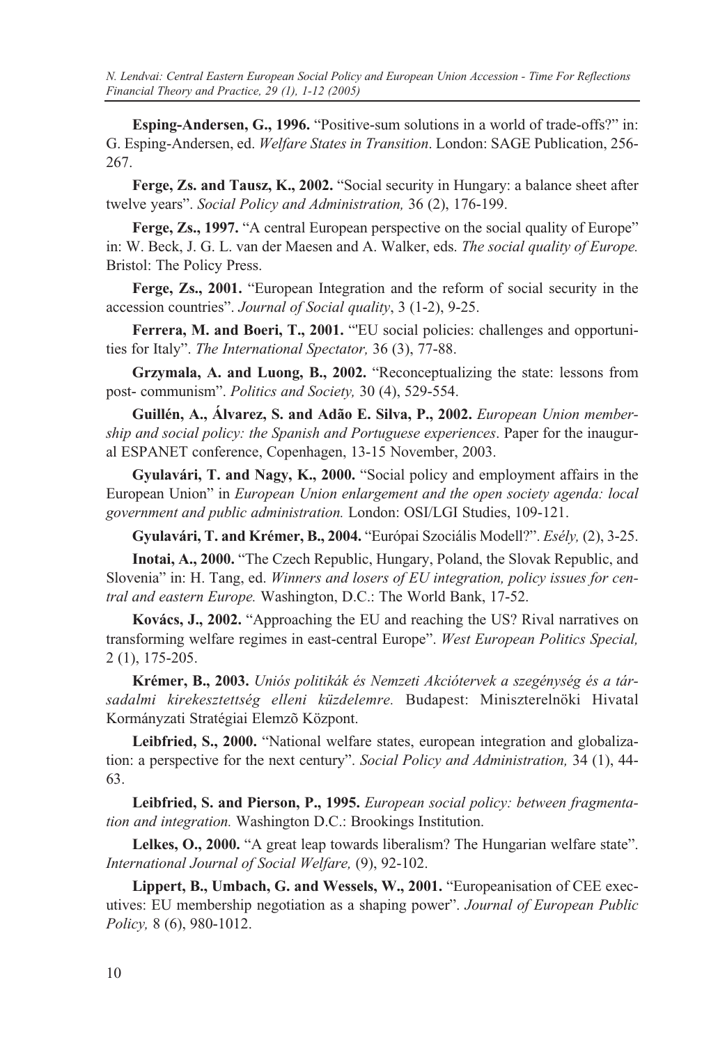**Esping-Andersen, G., 1996.** "Positive-sum solutions in a world of trade-offs?" in: G. Esping-Andersen, ed. *Welfare States in Transition*. London: SAGE Publication, 256-267.

**Ferge, Zs. and Tausz, K., 2002.** "Social security in Hungary: a balance sheet after twelve years". *Social Policy and Administration,* 36 (2), 176-199.

**Ferge, Zs., 1997.** "A central European perspective on the social quality of Europe" in: W. Beck, J. G. L. van der Maesen and A. Walker, eds. *The social quality of Europe.* Bristol: The Policy Press.

**Ferge, Zs., 2001.** "European Integration and the reform of social security in the accession countries". *Journal of Social quality*, 3 (1-2), 9-25.

**Ferrera, M. and Boeri, T., 2001.** "'EU social policies: challenges and opportunities for Italy". *The International Spectator,* 36 (3), 77-88.

**Grzymala, A. and Luong, B., 2002.** "Reconceptualizing the state: lessons from post- communism". *Politics and Society,* 30 (4), 529-554.

**Guillén, A., Álvarez, S. and Adão E. Silva, P., 2002.** *European Union membership and social policy: the Spanish and Portuguese experiences*. Paper for the inaugural ESPANET conference, Copenhagen, 13-15 November, 2003.

**Gyulavári, T. and Nagy, K., 2000.** "Social policy and employment affairs in the European Union" in *European Union enlargement and the open society agenda: local government and public administration.* London: OSI/LGI Studies, 109-121.

**Gyulavári, T. and Krémer, B., 2004.** "Európai Szociális Modell?". *Esély,* (2), 3-25.

**Inotai, A., 2000.** "The Czech Republic, Hungary, Poland, the Slovak Republic, and Slovenia" in: H. Tang, ed. *Winners and losers of EU integration, policy issues for central and eastern Europe.* Washington, D.C.: The World Bank, 17-52.

**Kovács, J., 2002.** "Approaching the EU and reaching the US? Rival narratives on transforming welfare regimes in east-central Europe". *West European Politics Special,* 2 (1), 175-205.

**Krémer, B., 2003.** *Uniós politikák és Nemzeti Akciótervek a szegénység és a társadalmi kirekesztettség elleni küzdelemre.* Budapest: Miniszterelnöki Hivatal Kormányzati Stratégiai Elemzõ Központ.

**Leibfried, S., 2000.** "National welfare states, european integration and globalization: a perspective for the next century". *Social Policy and Administration,* 34 (1), 44-63.

**Leibfried, S. and Pierson, P., 1995.** *European social policy: between fragmentation and integration.* Washington D.C.: Brookings Institution.

**Lelkes, O., 2000.** "A great leap towards liberalism? The Hungarian welfare state". *International Journal of Social Welfare,* (9), 92-102.

**Lippert, B., Umbach, G. and Wessels, W., 2001.** "Europeanisation of CEE executives: EU membership negotiation as a shaping power". *Journal of European Public Policy,* 8 (6), 980-1012.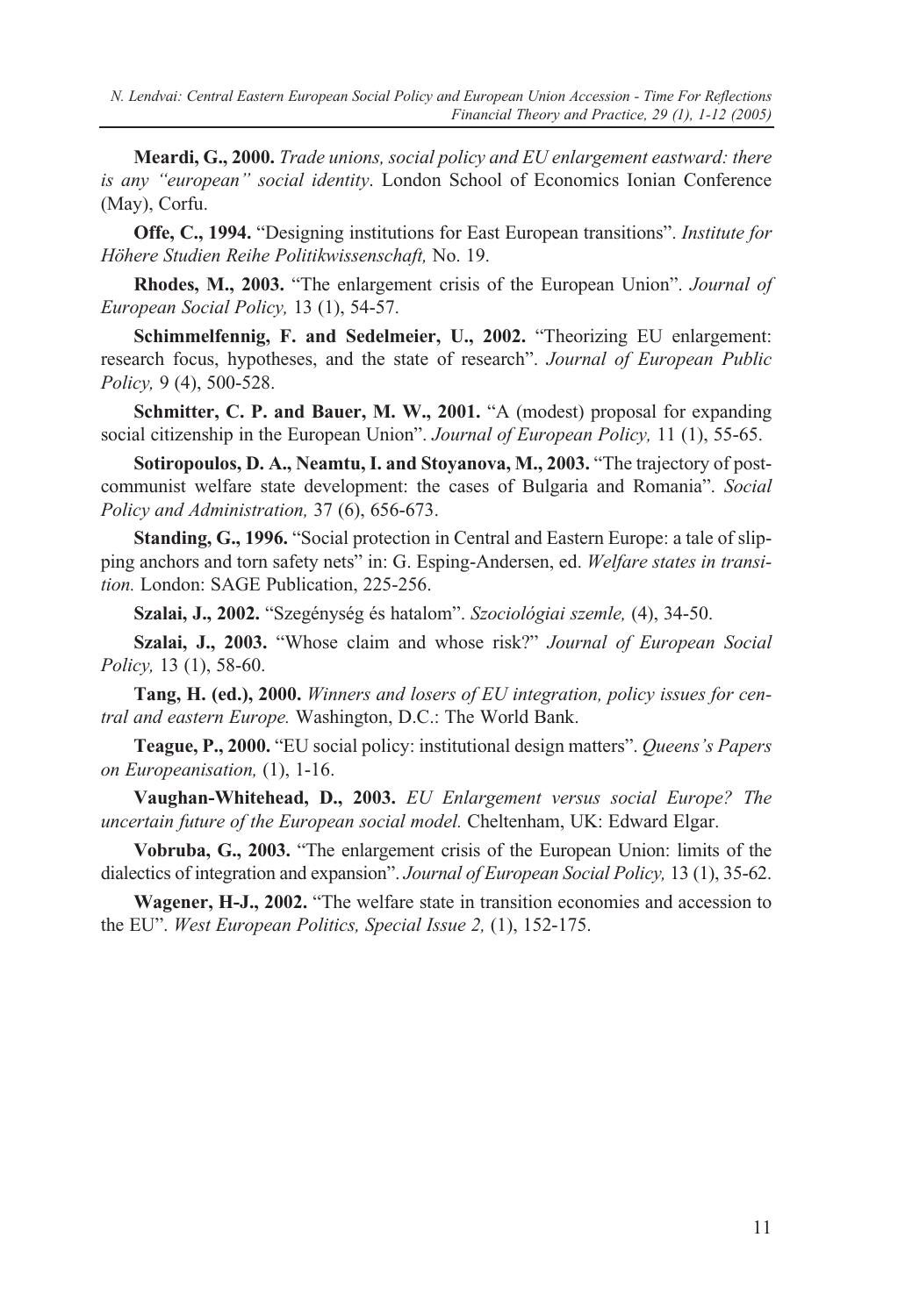**Meardi, G., 2000.** *Trade unions, social policy and EU enlargement eastward: there is any "european" social identity*. London School of Economics Ionian Conference (May), Corfu.

**Offe, C., 1994.** "Designing institutions for East European transitions". *Institute for Höhere Studien Reihe Politikwissenschaft,* No. 19.

**Rhodes, M., 2003.** "The enlargement crisis of the European Union". *Journal of European Social Policy,* 13 (1), 54-57.

**Schimmelfennig, F. and Sedelmeier, U., 2002.** "Theorizing EU enlargement: research focus, hypotheses, and the state of research". *Journal of European Public Policy,* 9 (4), 500-528.

**Schmitter, C. P. and Bauer, M. W., 2001.** "A (modest) proposal for expanding social citizenship in the European Union". *Journal of European Policy,* 11 (1), 55-65.

**Sotiropoulos, D. A., Neamtu, I. and Stoyanova, M., 2003.** "The trajectory of post-communist welfare state development: the cases of Bulgaria and Romania". *Social Policy and Administration,* 37 (6), 656-673.

**Standing, G., 1996.** "Social protection in Central and Eastern Europe: a tale of slipping anchors and torn safety nets" in: G. Esping-Andersen, ed. *Welfare states in transition.* London: SAGE Publication, 225-256.

**Szalai, J., 2002.** "Szegénység és hatalom". *Szociológiai szemle,* (4), 34-50.

**Szalai, J., 2003.** "Whose claim and whose risk?" *Journal of European Social Policy,* 13 (1), 58-60.

**Tang, H. (ed.), 2000.** *Winners and losers of EU integration, policy issues for central and eastern Europe.* Washington, D.C.: The World Bank.

**Teague, P., 2000.** "EU social policy: institutional design matters". *Queens's Papers on Europeanisation,* (1), 1-16.

**Vaughan-Whitehead, D., 2003.** *EU Enlargement versus social Europe? The uncertain future of the European social model.* Cheltenham, UK: Edward Elgar.

**Vobruba, G., 2003.** "The enlargement crisis of the European Union: limits of the dialectics of integration and expansion". *Journal of European Social Policy,* 13 (1), 35-62.

**Wagener, H-J., 2002.** "The welfare state in transition economies and accession to the EU". *West European Politics, Special Issue 2,* (1), 152-175.